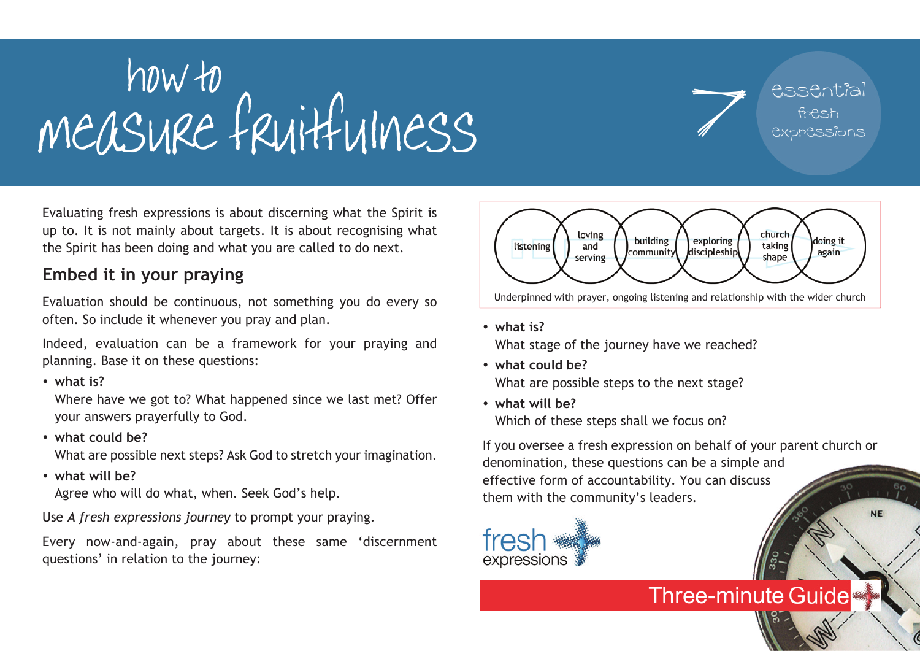# how to measure fruitfulness

7 essential fresh expressions

Evaluating fresh expressions is about discerning what the Spirit is up to. It is not mainly about targets. It is about recognising what the Spirit has been doing and what you are called to do next.

## Embed it in your praying

Evaluation should be continuous, not something you do every so often. So include it whenever you pray and plan.

Indeed, evaluation can be a framework for your praying and planning. Base it on these questions:

- **what is?**
  Where have we got to? What happened since we last met? Offer your answers prayerfully to God.
- **what could be?**
  What are possible next steps? Ask God to stretch your imagination.
- **what will be?**
  Agree who will do what, when. Seek God's help.

Use *A fresh expressions journey* to prompt your praying.

Every now-and-again, pray about these same 'discernment questions' in relation to the journey:

listening → loving and serving → building community → exploring discipleship → church taking shape → doing it again

Underpinned with prayer, ongoing listening and relationship with the wider church

- **what is?**
  What stage of the journey have we reached?
- **what could be?**
  What are possible steps to the next stage?
- **what will be?**
  Which of these steps shall we focus on?

If you oversee a fresh expression on behalf of your parent church or denomination, these questions can be a simple and effective form of accountability. You can discuss them with the community's leaders.

fresh expressions

Three-minute Guide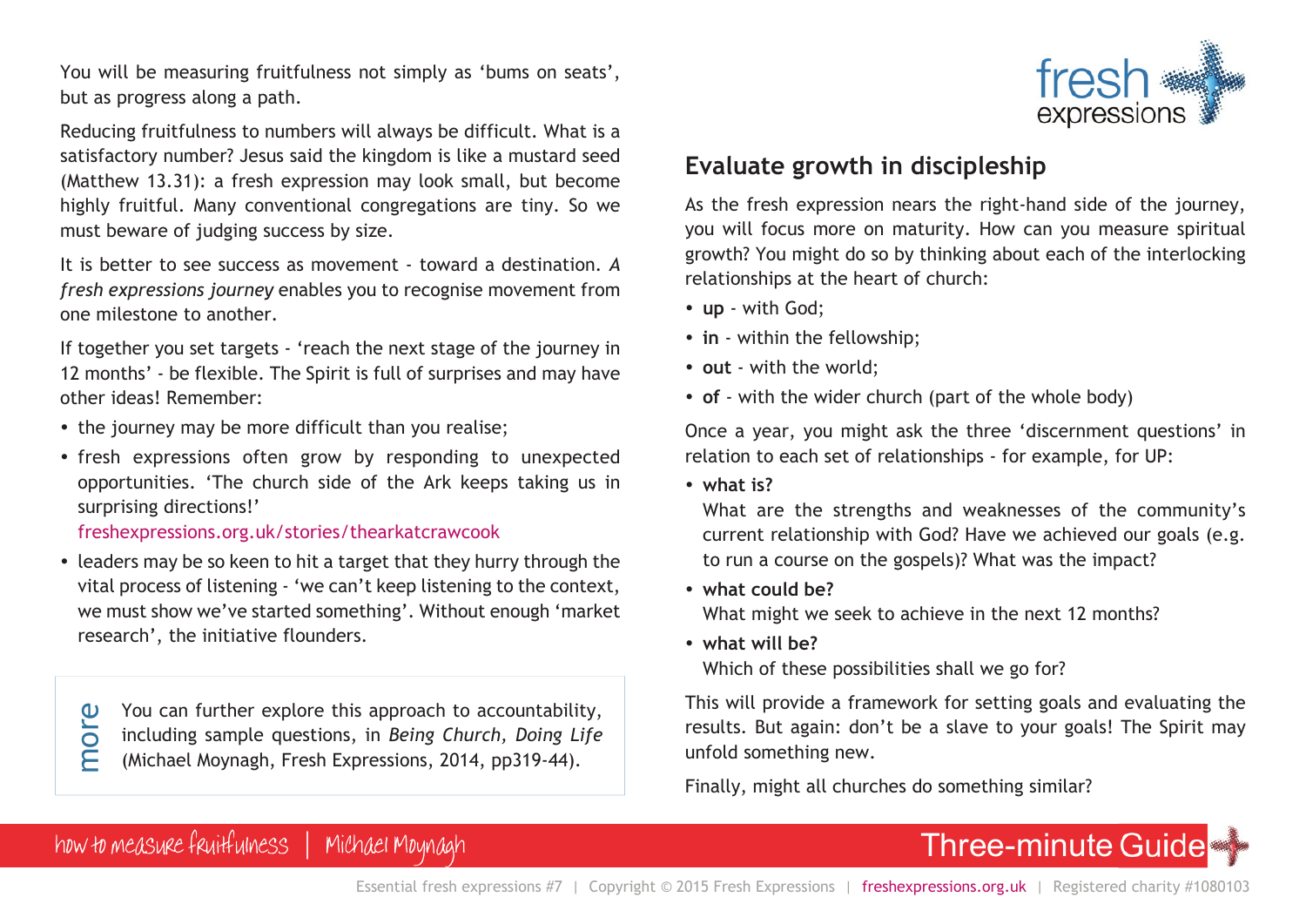You will be measuring fruitfulness not simply as 'bums on seats', but as progress along a path.

Reducing fruitfulness to numbers will always be difficult. What is a satisfactory number? Jesus said the kingdom is like a mustard seed (Matthew 13.31): a fresh expression may look small, but become highly fruitful. Many conventional congregations are tiny. So we must beware of judging success by size.

It is better to see success as movement - toward a destination. *A fresh expressions journey* enables you to recognise movement from one milestone to another.

If together you set targets - 'reach the next stage of the journey in 12 months' - be flexible. The Spirit is full of surprises and may have other ideas! Remember:

- the journey may be more difficult than you realise;
- fresh expressions often grow by responding to unexpected opportunities. 'The church side of the Ark keeps taking us in surprising directions!'
  freshexpressions.org.uk/stories/thearkatcrawcook
- leaders may be so keen to hit a target that they hurry through the vital process of listening - 'we can't keep listening to the context, we must show we've started something'. Without enough 'market research', the initiative flounders.

**more**

You can further explore this approach to accountability, including sample questions, in *Being Church, Doing Life* (Michael Moynagh, Fresh Expressions, 2014, pp319-44).

## Evaluate growth in discipleship

As the fresh expression nears the right-hand side of the journey, you will focus more on maturity. How can you measure spiritual growth? You might do so by thinking about each of the interlocking relationships at the heart of church:

- **up** - with God;
- **in** - within the fellowship;
- **out** - with the world;
- **of** - with the wider church (part of the whole body)

Once a year, you might ask the three 'discernment questions' in relation to each set of relationships - for example, for UP:

- **what is?**
  What are the strengths and weaknesses of the community's current relationship with God? Have we achieved our goals (e.g. to run a course on the gospels)? What was the impact?
- **what could be?**
  What might we seek to achieve in the next 12 months?
- **what will be?**
  Which of these possibilities shall we go for?

This will provide a framework for setting goals and evaluating the results. But again: don't be a slave to your goals! The Spirit may unfold something new.

Finally, might all churches do something similar?